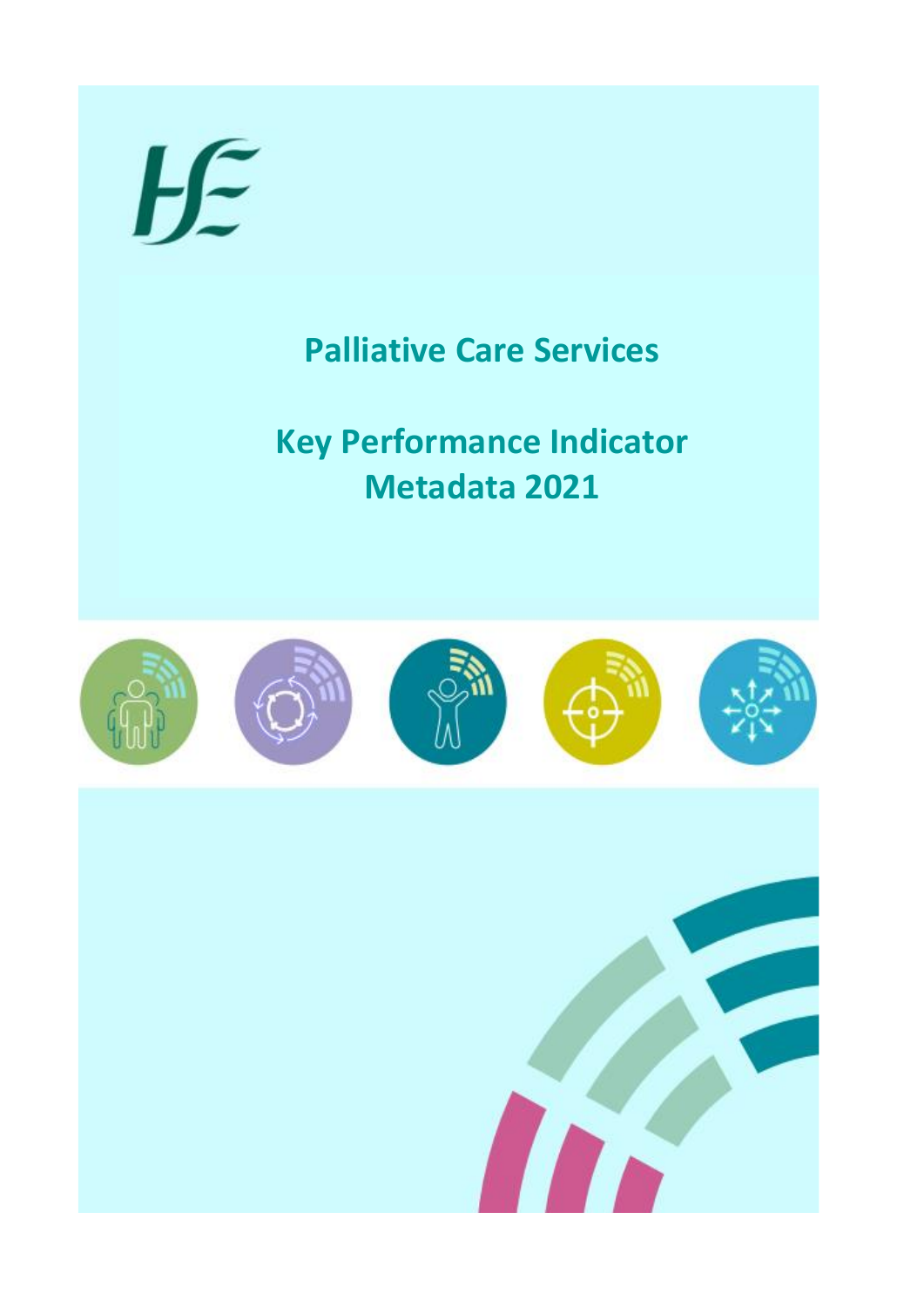# Palliative Care Services

# Key Performance Indicator Metadata 2021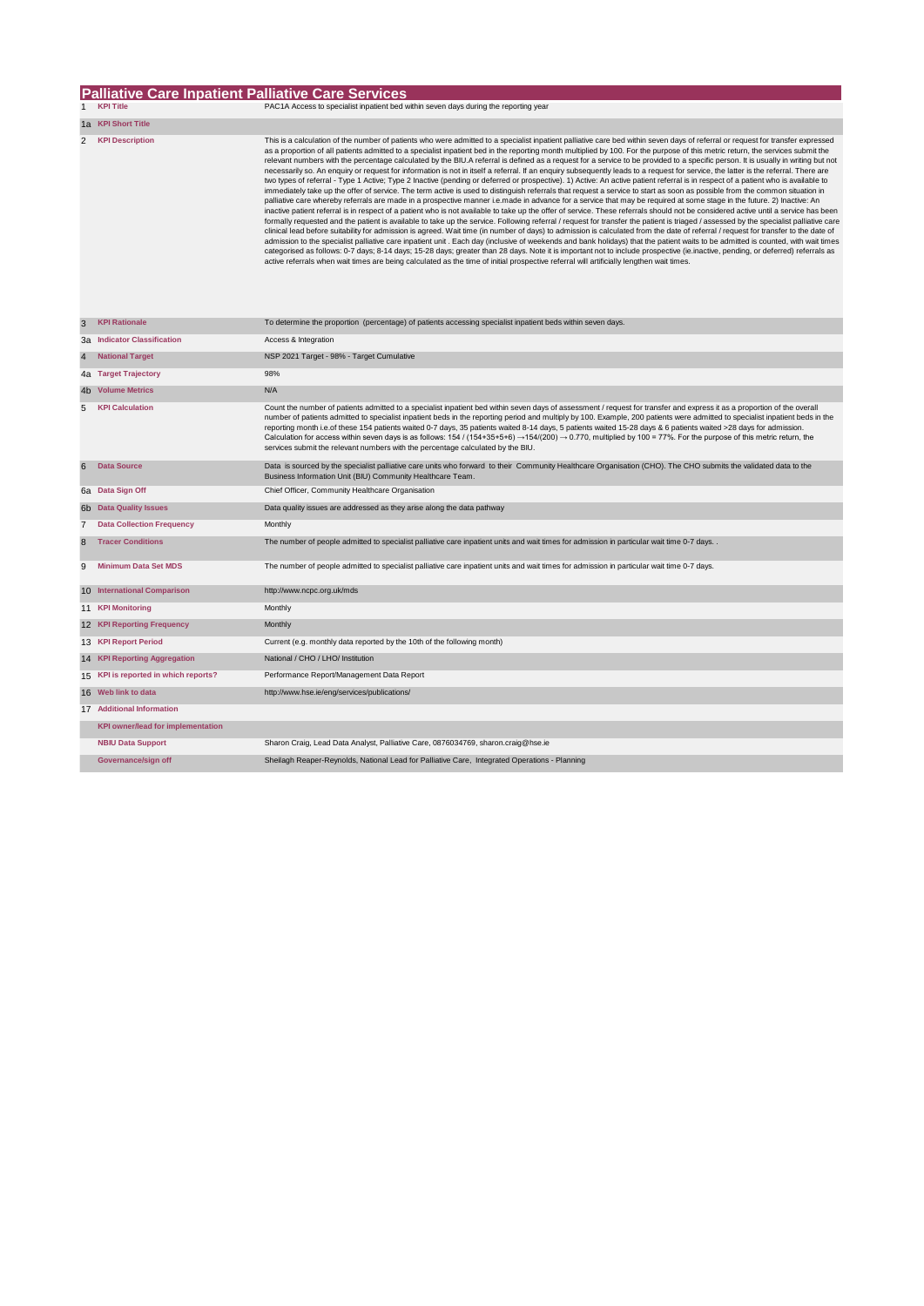## Palliative Care Inpatient Palliative Care Services

| | | |
|---|---|---|
| 1 | **KPI Title** | PAC1A Access to specialist inpatient bed within seven days during the reporting year |
| 1a | **KPI Short Title** | |
| 2 | **KPI Description** | This is a calculation of the number of patients who were admitted to a specialist inpatient palliative care bed within seven days of referral or request for transfer expressed as a proportion of all patients admitted to a specialist inpatient bed in the reporting month multiplied by 100. For the purpose of this metric return, the services submit the relevant numbers with the percentage calculated by the BIU.A referral is defined as a request for a service to be provided to a specific person. It is usually in writing but not necessarily so. An enquiry or request for information is not in itself a referral. If an enquiry subsequently leads to a request for service, the latter is the referral. There are two types of referral - Type 1 Active; Type 2 Inactive (pending or deferred or prospective). 1) Active: An active patient referral is in respect of a patient who is available to immediately take up the offer of service. The term active is used to distinguish referrals that request a service to start as soon as possible from the common situation in palliative care whereby referrals are made in a prospective manner i.e.made in advance for a service that may be required at some stage in the future. 2) Inactive: An inactive patient referral is in respect of a patient who is not available to take up the offer of service. These referrals should not be considered active until a service has been formally requested and the patient is available to take up the service. Following referral / request for transfer the patient is triaged / assessed by the specialist palliative care clinical lead before suitability for admission is agreed. Wait time (in number of days) to admission is calculated from the date of referral / request for transfer to the date of admission to the specialist palliative care inpatient unit . Each day (inclusive of weekends and bank holidays) that the patient waits to be admitted is counted, with wait times categorised as follows: 0-7 days; 8-14 days; 15-28 days; greater than 28 days. Note it is important not to include prospective (ie.inactive, pending, or deferred) referrals as active referrals when wait times are being calculated as the time of initial prospective referral will artificially lengthen wait times. |
| 3 | **KPI Rationale** | To determine the proportion (percentage) of patients accessing specialist inpatient beds within seven days. |
| 3a | **Indicator Classification** | Access & Integration |
| 4 | **National Target** | NSP 2021 Target - 98% - Target Cumulative |
| 4a | **Target Trajectory** | 98% |
| 4b | **Volume Metrics** | N/A |
| 5 | **KPI Calculation** | Count the number of patients admitted to a specialist inpatient bed within seven days of assessment / request for transfer and express it as a proportion of the overall number of patients admitted to specialist inpatient beds in the reporting period and multiply by 100. Example, 200 patients were admitted to specialist inpatient beds in the reporting month i.e.of these 154 patients waited 0-7 days, 35 patients waited 8-14 days, 5 patients waited 15-28 days & 6 patients waited >28 days for admission. Calculation for access within seven days is as follows: 154 / (154+35+5+6) →154/(200) → 0.770, multiplied by 100 = 77%. For the purpose of this metric return, the services submit the relevant numbers with the percentage calculated by the BIU. |
| 6 | **Data Source** | Data is sourced by the specialist palliative care units who forward to their Community Healthcare Organisation (CHO). The CHO submits the validated data to the Business Information Unit (BIU) Community Healthcare Team. |
| 6a | **Data Sign Off** | Chief Officer, Community Healthcare Organisation |
| 6b | **Data Quality Issues** | Data quality issues are addressed as they arise along the data pathway |
| 7 | **Data Collection Frequency** | Monthly |
| 8 | **Tracer Conditions** | The number of people admitted to specialist palliative care inpatient units and wait times for admission in particular wait time 0-7 days. . |
| 9 | **Minimum Data Set MDS** | The number of people admitted to specialist palliative care inpatient units and wait times for admission in particular wait time 0-7 days. |
| 10 | **International Comparison** | http://www.ncpc.org.uk/mds |
| 11 | **KPI Monitoring** | Monthly |
| 12 | **KPI Reporting Frequency** | Monthly |
| 13 | **KPI Report Period** | Current (e.g. monthly data reported by the 10th of the following month) |
| 14 | **KPI Reporting Aggregation** | National / CHO / LHO/ Institution |
| 15 | **KPI is reported in which reports?** | Performance Report/Management Data Report |
| 16 | **Web link to data** | http://www.hse.ie/eng/services/publications/ |
| 17 | **Additional Information** | |
| | **KPI owner/lead for implementation** | |
| | **NBIU Data Support** | Sharon Craig, Lead Data Analyst, Palliative Care, 0876034769, sharon.craig@hse.ie |
| | **Governance/sign off** | Sheilagh Reaper-Reynolds, National Lead for Palliative Care, Integrated Operations - Planning |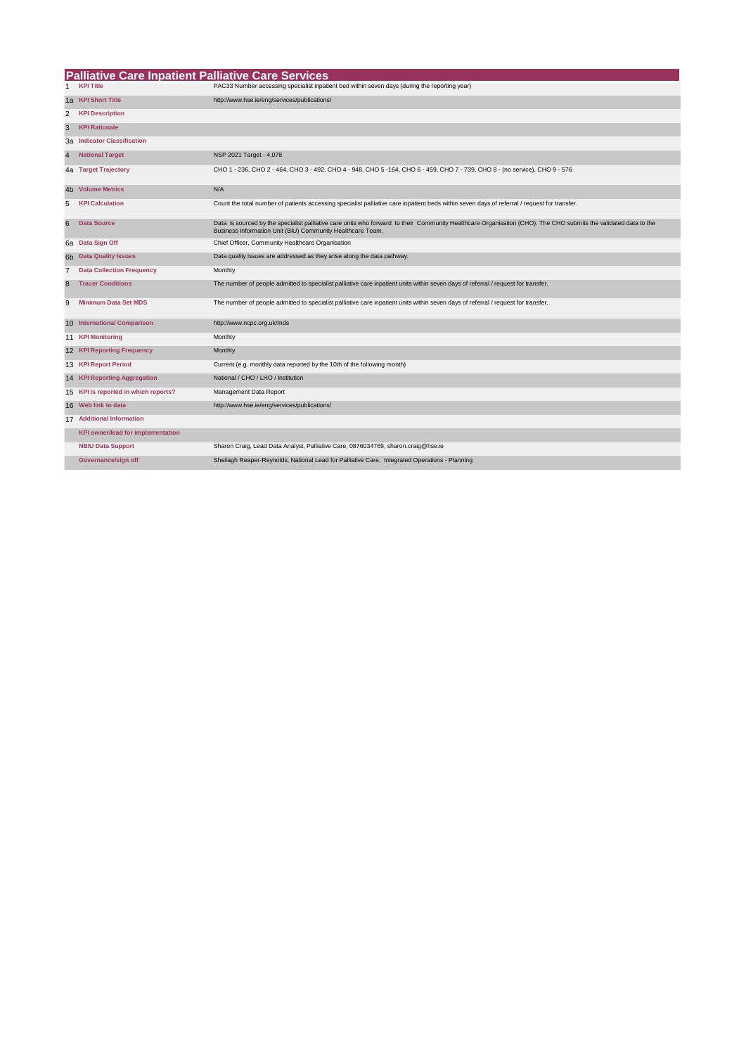# Palliative Care Inpatient Palliative Care Services

| | | |
|---|---|---|
| 1 | **KPI Title** | PAC33 Number accessing specialist inpatient bed within seven days (during the reporting year) |
| 1a | **KPI Short Title** | http://www.hse.ie/eng/services/publications/ |
| 2 | **KPI Description** | |
| 3 | **KPI Rationale** | |
| 3a | **Indicator Classification** | |
| 4 | **National Target** | NSP 2021 Target - 4,078 |
| 4a | **Target Trajectory** | CHO 1 - 236, CHO 2 - 464, CHO 3 - 492, CHO 4 - 948, CHO 5 -164, CHO 6 - 459, CHO 7 - 739, CHO 8 - (no service), CHO 9 - 576 |
| 4b | **Volume Metrics** | N/A |
| 5 | **KPI Calculation** | Count the total number of patients accessing specialist palliative care inpatient beds within seven days of referral / request for transfer. |
| 6 | **Data Source** | Data is sourced by the specialist palliative care units who forward to their Community Healthcare Organisation (CHO). The CHO submits the validated data to the Business Information Unit (BIU) Community Healthcare Team. |
| 6a | **Data Sign Off** | Chief Officer, Community Healthcare Organisation |
| 6b | **Data Quality Issues** | Data quality issues are addressed as they arise along the data pathway. |
| 7 | **Data Collection Frequency** | Monthly |
| 8 | **Tracer Conditions** | The number of people admitted to specialist palliative care inpatient units within seven days of referral / request for transfer. |
| 9 | **Minimum Data Set MDS** | The number of people admitted to specialist palliative care inpatient units within seven days of referral / request for transfer. |
| 10 | **International Comparison** | http://www.ncpc.org.uk/mds |
| 11 | **KPI Monitoring** | Monthly |
| 12 | **KPI Reporting Frequency** | Monthly |
| 13 | **KPI Report Period** | Current (e.g. monthly data reported by the 10th of the following month) |
| 14 | **KPI Reporting Aggregation** | National / CHO / LHO / Institution |
| 15 | **KPI is reported in which reports?** | Management Data Report |
| 16 | **Web link to data** | http://www.hse.ie/eng/services/publications/ |
| 17 | **Additional Information** | |
| | **KPI owner/lead for implementation** | |
| | **NBIU Data Support** | Sharon Craig, Lead Data Analyst, Palliative Care, 0876034769, sharon.craig@hse.ie |
| | **Governance/sign off** | Sheilagh Reaper-Reynolds, National Lead for Palliative Care, Integrated Operations - Planning |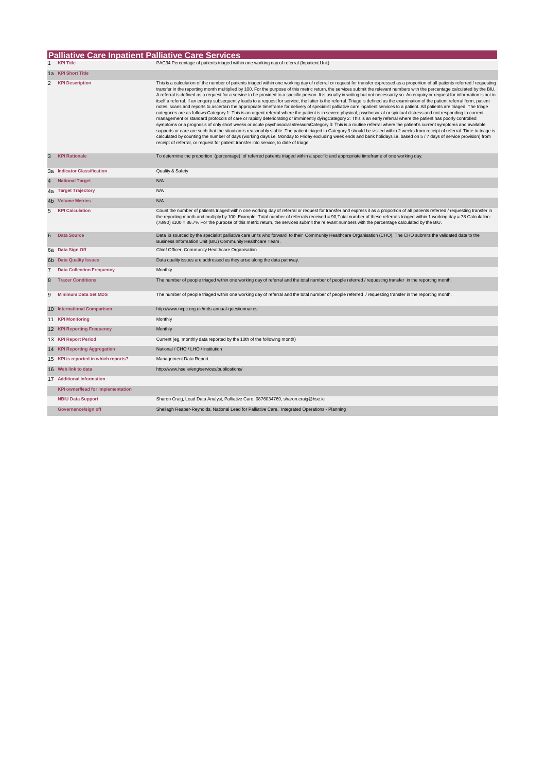## Palliative Care Inpatient Palliative Care Services

| | | |
|---|---|---|
| 1 | KPI Title | PAC34 Percentage of patients triaged within one working day of referral (Inpatient Unit) |
| 1a | KPI Short Title | |
| 2 | KPI Description | This is a calculation of the number of patients triaged within one working day of referral or request for transfer expressed as a proportion of all patients referred / requesting transfer in the reporting month multiplied by 100. For the purpose of this metric return, the services submit the relevant numbers with the percentage calculated by the BIU. A referral is defined as a request for a service to be provided to a specific person. It is usually in writing but not necessarily so. An enquiry or request for information is not in itself a referral. If an enquiry subsequently leads to a request for service, the latter is the referral. Triage is defined as the examination of the patient referral form, patient notes, scans and reports to ascertain the appropriate timeframe for delivery of specialist palliative care inpatient services to a patient. All patients are triaged. The triage categories are as follows:Category 1: This is an urgent referral where the patient is in severe physical, psychosocial or spiritual distress and not responding to current management or standard protocols of care or rapidly deteriorating or imminently dyingCategory 2: This is an early referral where the patient has poorly controlled symptoms or a prognosis of only short weeks or acute psychosocial stressorsCategory 3: This is a routine referral where the patient's current symptoms and available supports or care are such that the situation is reasonably stable. The patient triaged to Category 3 should be visited within 2 weeks from receipt of referral. Time to triage is calculated by counting the number of days (working days i.e. Monday to Friday excluding week ends and bank holidays i.e. based on 5 / 7 days of service provision) from receipt of referral, or request for patient transfer into service, to date of triage |
| 3 | KPI Rationale | To determine the proportion (percentage) of referred patients triaged within a specific and appropriate timeframe of one working day. |
| 3a | Indicator Classification | Quality & Safety |
| 4 | National Target | N/A |
| 4a | Target Trajectory | N/A |
| 4b | Volume Metrics | N/A |
| 5 | KPI Calculation | Count the number of patients triaged within one working day of referral or request for transfer and express it as a proportion of all patients referred / requesting transfer in the reporting month and multiply by 100. Example: Total number of referrals received = 90,Total number of these referrals triaged within 1 working day = 78 Calculation: (78/90) x100 = 86.7% For the purpose of this metric return, the services submit the relevant numbers with the percentage calculated by the BIU. |
| 6 | Data Source | Data is sourced by the specialist palliative care units who forward to their Community Healthcare Organisation (CHO). The CHO submits the validated data to the Business Information Unit (BIU) Community Healthcare Team. |
| 6a | Data Sign Off | Chief Officer, Community Healthcare Organisation |
| 6b | Data Quality Issues | Data quality issues are addressed as they arise along the data pathway. |
| 7 | Data Collection Frequency | Monthly |
| 8 | Tracer Conditions | The number of people triaged within one working day of referral and the total number of people referred / requesting transfer in the reporting month. |
| 9 | Minimum Data Set MDS | The number of people triaged within one working day of referral and the total number of people referred / requesting transfer in the reporting month. |
| 10 | International Comparison | http://www.ncpc.org.uk/mds-annual-questionnaires |
| 11 | KPI Monitoring | Monthly |
| 12 | KPI Reporting Frequency | Monthly |
| 13 | KPI Report Period | Current (eg. monthly data reported by the 10th of the following month) |
| 14 | KPI Reporting Aggregation | National / CHO / LHO / Institution |
| 15 | KPI is reported in which reports? | Management Data Report |
| 16 | Web link to data | http://www.hse.ie/eng/services/publications/ |
| 17 | Additional Information | |
| | KPI owner/lead for implementation | |
| | NBIU Data Support | Sharon Craig, Lead Data Analyst, Palliative Care, 0876034769, sharon.craig@hse.ie |
| | Governance/sign off | Sheilagh Reaper-Reynolds, National Lead for Palliative Care, Integrated Operations - Planning |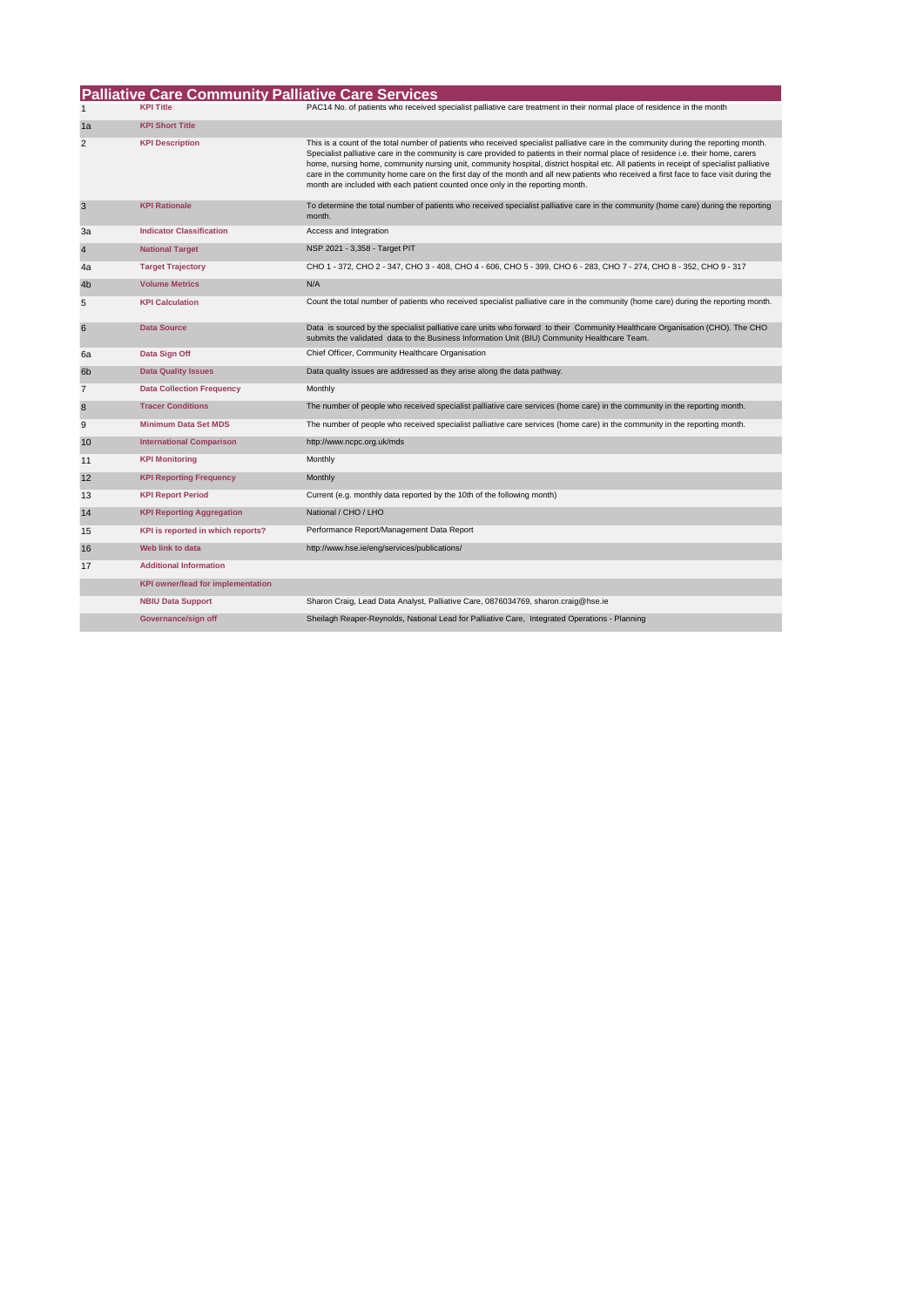## Palliative Care Community Palliative Care Services

| | | |
|---|---|---|
| 1 | **KPI Title** | PAC14 No. of patients who received specialist palliative care treatment in their normal place of residence in the month |
| 1a | **KPI Short Title** | |
| 2 | **KPI Description** | This is a count of the total number of patients who received specialist palliative care in the community during the reporting month. Specialist palliative care in the community is care provided to patients in their normal place of residence i.e. their home, carers home, nursing home, community nursing unit, community hospital, district hospital etc. All patients in receipt of specialist palliative care in the community home care on the first day of the month and all new patients who received a first face to face visit during the month are included with each patient counted once only in the reporting month. |
| 3 | **KPI Rationale** | To determine the total number of patients who received specialist palliative care in the community (home care) during the reporting month. |
| 3a | **Indicator Classification** | Access and Integration |
| 4 | **National Target** | NSP 2021 - 3,358 - Target PIT |
| 4a | **Target Trajectory** | CHO 1 - 372, CHO 2 - 347, CHO 3 - 408, CHO 4 - 606, CHO 5 - 399, CHO 6 - 283, CHO 7 - 274, CHO 8 - 352, CHO 9 - 317 |
| 4b | **Volume Metrics** | N/A |
| 5 | **KPI Calculation** | Count the total number of patients who received specialist palliative care in the community (home care) during the reporting month. |
| 6 | **Data Source** | Data is sourced by the specialist palliative care units who forward to their Community Healthcare Organisation (CHO). The CHO submits the validated data to the Business Information Unit (BIU) Community Healthcare Team. |
| 6a | **Data Sign Off** | Chief Officer, Community Healthcare Organisation |
| 6b | **Data Quality Issues** | Data quality issues are addressed as they arise along the data pathway. |
| 7 | **Data Collection Frequency** | Monthly |
| 8 | **Tracer Conditions** | The number of people who received specialist palliative care services (home care) in the community in the reporting month. |
| 9 | **Minimum Data Set MDS** | The number of people who received specialist palliative care services (home care) in the community in the reporting month. |
| 10 | **International Comparison** | http://www.ncpc.org.uk/mds |
| 11 | **KPI Monitoring** | Monthly |
| 12 | **KPI Reporting Frequency** | Monthly |
| 13 | **KPI Report Period** | Current (e.g. monthly data reported by the 10th of the following month) |
| 14 | **KPI Reporting Aggregation** | National / CHO / LHO |
| 15 | **KPI is reported in which reports?** | Performance Report/Management Data Report |
| 16 | **Web link to data** | http://www.hse.ie/eng/services/publications/ |
| 17 | **Additional Information** | |
| | **KPI owner/lead for implementation** | |
| | **NBIU Data Support** | Sharon Craig, Lead Data Analyst, Palliative Care, 0876034769, sharon.craig@hse.ie |
| | **Governance/sign off** | Sheilagh Reaper-Reynolds, National Lead for Palliative Care, Integrated Operations - Planning |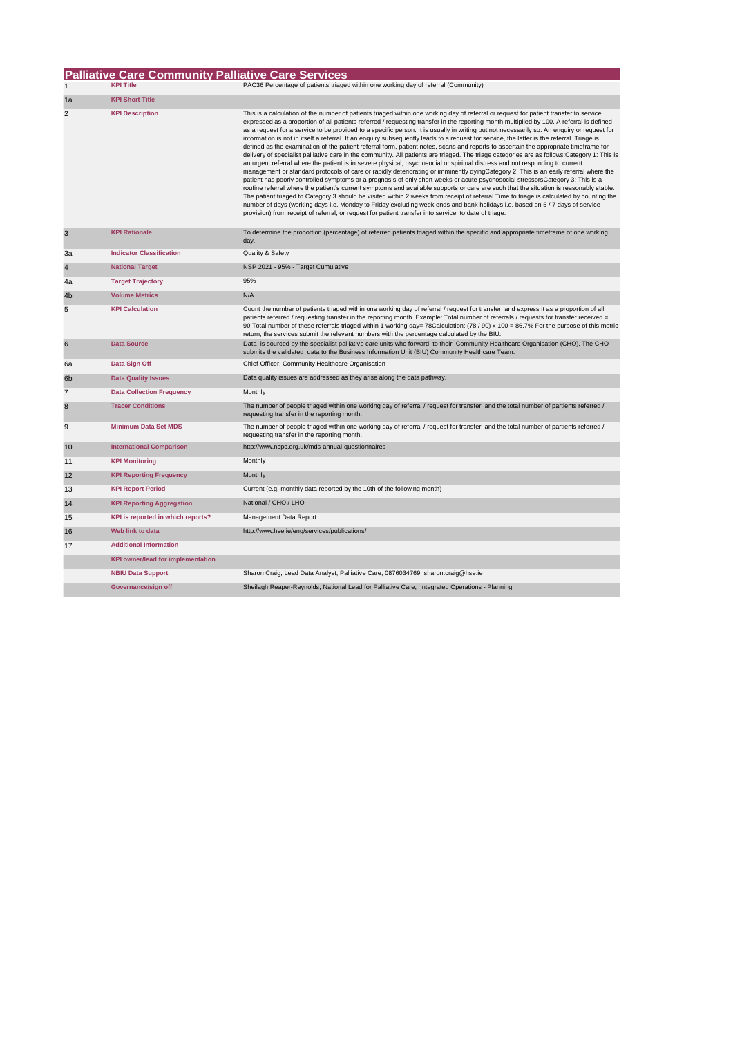## Palliative Care Community Palliative Care Services

| | | |
|---|---|---|
| 1 | **KPI Title** | PAC36 Percentage of patients triaged within one working day of referral (Community) |
| 1a | **KPI Short Title** | |
| 2 | **KPI Description** | This is a calculation of the number of patients triaged within one working day of referral or request for patient transfer to service expressed as a proportion of all patients referred / requesting transfer in the reporting month multiplied by 100. A referral is defined as a request for a service to be provided to a specific person. It is usually in writing but not necessarily so. An enquiry or request for information is not in itself a referral. If an enquiry subsequently leads to a request for service, the latter is the referral. Triage is defined as the examination of the patient referral form, patient notes, scans and reports to ascertain the appropriate timeframe for delivery of specialist palliative care in the community. All patients are triaged. The triage categories are as follows:Category 1: This is an urgent referral where the patient is in severe physical, psychosocial or spiritual distress and not responding to current management or standard protocols of care or rapidly deteriorating or imminently dyingCategory 2: This is an early referral where the patient has poorly controlled symptoms or a prognosis of only short weeks or acute psychosocial stressorsCategory 3: This is a routine referral where the patient's current symptoms and available supports or care are such that the situation is reasonably stable. The patient triaged to Category 3 should be visited within 2 weeks from receipt of referral.Time to triage is calculated by counting the number of days (working days i.e. Monday to Friday excluding week ends and bank holidays i.e. based on 5 / 7 days of service provision) from receipt of referral, or request for patient transfer into service, to date of triage. |
| 3 | **KPI Rationale** | To determine the proportion (percentage) of referred patients triaged within the specific and appropriate timeframe of one working day. |
| 3a | **Indicator Classification** | Quality & Safety |
| 4 | **National Target** | NSP 2021 - 95% - Target Cumulative |
| 4a | **Target Trajectory** | 95% |
| 4b | **Volume Metrics** | N/A |
| 5 | **KPI Calculation** | Count the number of patients triaged within one working day of referral / request for transfer, and express it as a proportion of all patients referred / requesting transfer in the reporting month. Example: Total number of referrals / requests for transfer received = 90,Total number of these referrals triaged within 1 working day= 78Calculation: (78 / 90) x 100 = 86.7% For the purpose of this metric return, the services submit the relevant numbers with the percentage calculated by the BIU. |
| 6 | **Data Source** | Data is sourced by the specialist palliative care units who forward to their Community Healthcare Organisation (CHO). The CHO submits the validated data to the Business Information Unit (BIU) Community Healthcare Team. |
| 6a | **Data Sign Off** | Chief Officer, Community Healthcare Organisation |
| 6b | **Data Quality Issues** | Data quality issues are addressed as they arise along the data pathway. |
| 7 | **Data Collection Frequency** | Monthly |
| 8 | **Tracer Conditions** | The number of people triaged within one working day of referral / request for transfer and the total number of partients referred / requesting transfer in the reporting month. |
| 9 | **Minimum Data Set MDS** | The number of people triaged within one working day of referral / request for transfer and the total number of partients referred / requesting transfer in the reporting month. |
| 10 | **International Comparison** | http://www.ncpc.org.uk/mds-annual-questionnaires |
| 11 | **KPI Monitoring** | Monthly |
| 12 | **KPI Reporting Frequency** | Monthly |
| 13 | **KPI Report Period** | Current (e.g. monthly data reported by the 10th of the following month) |
| 14 | **KPI Reporting Aggregation** | National / CHO / LHO |
| 15 | **KPI is reported in which reports?** | Management Data Report |
| 16 | **Web link to data** | http://www.hse.ie/eng/services/publications/ |
| 17 | **Additional Information** | |
| | **KPI owner/lead for implementation** | |
| | **NBIU Data Support** | Sharon Craig, Lead Data Analyst, Palliative Care, 0876034769, sharon.craig@hse.ie |
| | **Governance/sign off** | Sheilagh Reaper-Reynolds, National Lead for Palliative Care, Integrated Operations - Planning |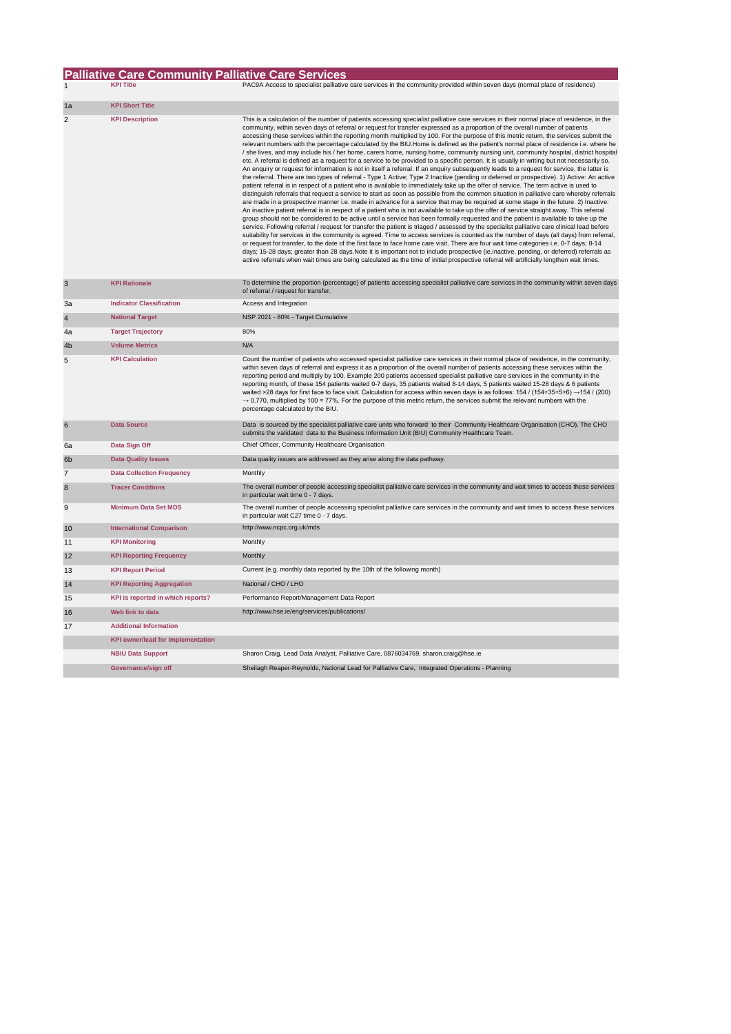# Palliative Care Community Palliative Care Services

| | | |
|---|---|---|
| 1 | **KPI Title** | PAC9A Access to specialist palliative care services in the community provided within seven days (normal place of residence) |
| 1a | **KPI Short Title** | |
| 2 | **KPI Description** | This is a calculation of the number of patients accessing specialist palliative care services in their normal place of residence, in the community, within seven days of referral or request for transfer expressed as a proportion of the overall number of patients accessing these services within the reporting month multiplied by 100. For the purpose of this metric return, the services submit the relevant numbers with the percentage calculated by the BIU.Home is defined as the patient's normal place of residence i.e. where he / she lives, and may include his / her home, carers home, nursing home, community nursing unit, community hospital, district hospital etc. A referral is defined as a request for a service to be provided to a specific person. It is usually in writing but not necessarily so. An enquiry or request for information is not in itself a referral. If an enquiry subsequently leads to a request for service, the latter is the referral. There are two types of referral - Type 1 Active; Type 2 Inactive (pending or deferred or prospective). 1) Active: An active patient referral is in respect of a patient who is available to immediately take up the offer of service. The term active is used to distinguish referrals that request a service to start as soon as possible from the common situation in palliative care whereby referrals are made in a prospective manner i.e. made in advance for a service that may be required at some stage in the future. 2) Inactive: An inactive patient referral is in respect of a patient who is not available to take up the offer of service straight away. This referral group should not be considered to be active until a service has been formally requested and the patient is available to take up the service. Following referral / request for transfer the patient is triaged / assessed by the specialist palliative care clinical lead before suitability for services in the community is agreed. Time to access services is counted as the number of days (all days) from referral, or request for transfer, to the date of the first face to face home care visit. There are four wait time categories i.e. 0-7 days; 8-14 days; 15-28 days; greater than 28 days.Note it is important not to include prospective (ie.inactive, pending, or deferred) referrals as active referrals when wait times are being calculated as the time of initial prospective referral will artificially lengthen wait times. |
| 3 | **KPI Rationale** | To determine the proportion (percentage) of patients accessing specialist palliative care services in the community within seven days of referral / request for transfer. |
| 3a | **Indicator Classification** | Access and Integration |
| 4 | **National Target** | NSP 2021 - 80% - Target Cumulative |
| 4a | **Target Trajectory** | 80% |
| 4b | **Volume Metrics** | N/A |
| 5 | **KPI Calculation** | Count the number of patients who accessed specialist palliative care services in their normal place of residence, in the community, within seven days of referral and express it as a proportion of the overall number of patients accessing these services within the reporting period and multiply by 100. Example 200 patients accessed specialist palliative care services in the community in the reporting month, of these 154 patients waited 0-7 days, 35 patients waited 8-14 days, 5 patients waited 15-28 days & 6 patients waited >28 days for first face to face visit. Calculation for access within seven days is as follows: 154 / (154+35+5+6) →154 / (200) → 0.770, multiplied by 100 = 77%. For the purpose of this metric return, the services submit the relevant numbers with the percentage calculated by the BIU. |
| 6 | **Data Source** | Data is sourced by the specialist palliative care units who forward to their Community Healthcare Organisation (CHO). The CHO submits the validated data to the Business Information Unit (BIU) Community Healthcare Team. |
| 6a | **Data Sign Off** | Chief Officer, Community Healthcare Organisation |
| 6b | **Data Quality Issues** | Data quality issues are addressed as they arise along the data pathway. |
| 7 | **Data Collection Frequency** | Monthly |
| 8 | **Tracer Conditions** | The overall number of people accessing specialist palliative care services in the community and wait times to access these services in particular wait time 0 - 7 days. |
| 9 | **Minimum Data Set MDS** | The overall number of people accessing specialist palliative care services in the community and wait times to access these services in particular wait C27 time 0 - 7 days. |
| 10 | **International Comparison** | http://www.ncpc.org.uk/mds |
| 11 | **KPI Monitoring** | Monthly |
| 12 | **KPI Reporting Frequency** | Monthly |
| 13 | **KPI Report Period** | Current (e.g. monthly data reported by the 10th of the following month) |
| 14 | **KPI Reporting Aggregation** | National / CHO / LHO |
| 15 | **KPI is reported in which reports?** | Performance Report/Management Data Report |
| 16 | **Web link to data** | http://www.hse.ie/eng/services/publications/ |
| 17 | **Additional Information** | |
| | **KPI owner/lead for implementation** | |
| | **NBIU Data Support** | Sharon Craig, Lead Data Analyst, Palliative Care, 0876034769, sharon.craig@hse.ie |
| | **Governance/sign off** | Sheilagh Reaper-Reynolds, National Lead for Palliative Care, Integrated Operations - Planning |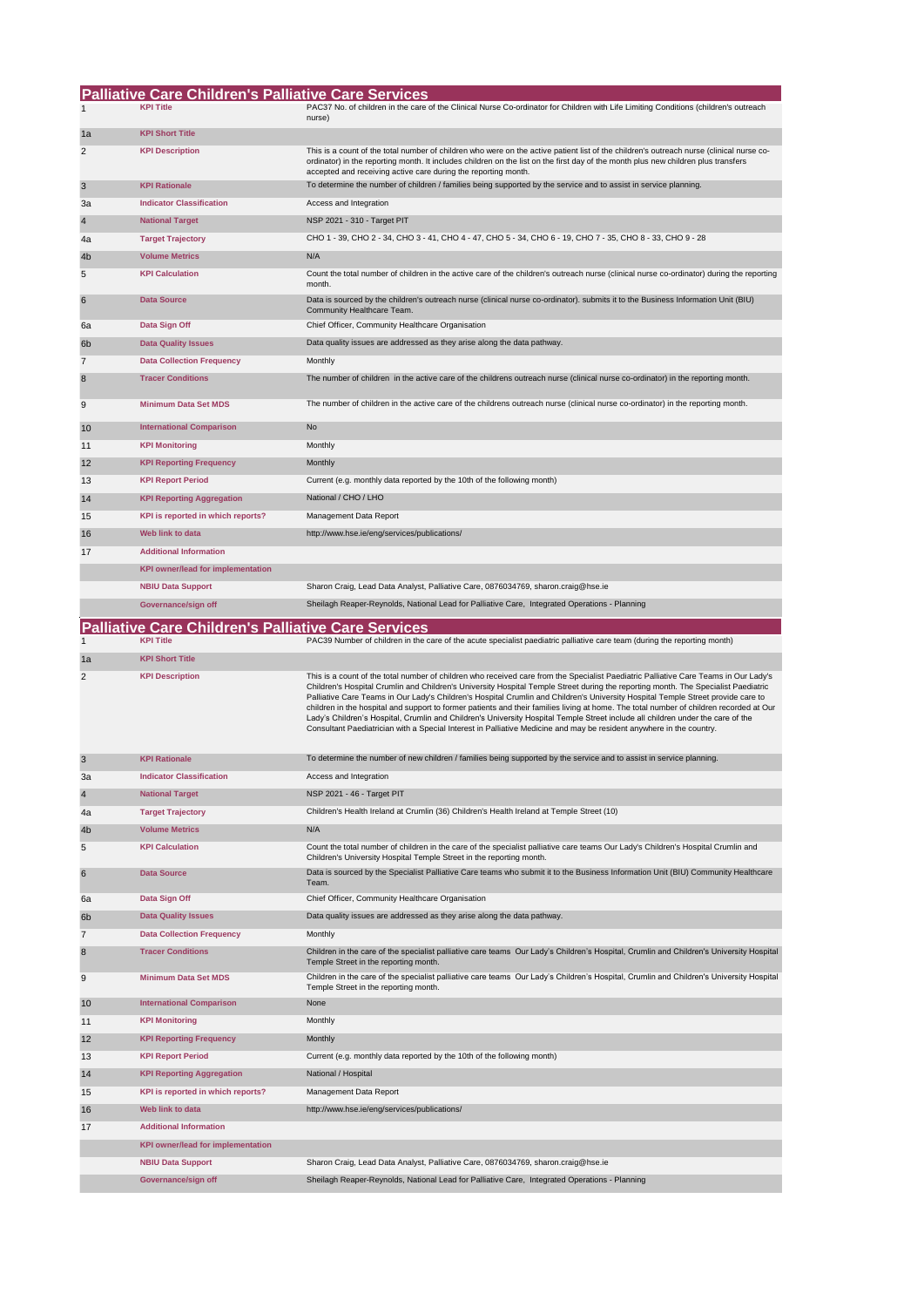## Palliative Care Children's Palliative Care Services

| | | |
|---|---|---|
| 1 | KPI Title | PAC37 No. of children in the care of the Clinical Nurse Co-ordinator for Children with Life Limiting Conditions (children's outreach nurse) |
| 1a | KPI Short Title | |
| 2 | KPI Description | This is a count of the total number of children who were on the active patient list of the children's outreach nurse (clinical nurse co-ordinator) in the reporting month. It includes children on the list on the first day of the month plus new children plus transfers accepted and receiving active care during the reporting month. |
| 3 | KPI Rationale | To determine the number of children / families being supported by the service and to assist in service planning. |
| 3a | Indicator Classification | Access and Integration |
| 4 | National Target | NSP 2021 - 310 - Target PIT |
| 4a | Target Trajectory | CHO 1 - 39, CHO 2 - 34, CHO 3 - 41, CHO 4 - 47, CHO 5 - 34, CHO 6 - 19, CHO 7 - 35, CHO 8 - 33, CHO 9 - 28 |
| 4b | Volume Metrics | N/A |
| 5 | KPI Calculation | Count the total number of children in the active care of the children's outreach nurse (clinical nurse co-ordinator) during the reporting month. |
| 6 | Data Source | Data is sourced by the children's outreach nurse (clinical nurse co-ordinator). submits it to the Business Information Unit (BIU) Community Healthcare Team. |
| 6a | Data Sign Off | Chief Officer, Community Healthcare Organisation |
| 6b | Data Quality Issues | Data quality issues are addressed as they arise along the data pathway. |
| 7 | Data Collection Frequency | Monthly |
| 8 | Tracer Conditions | The number of children in the active care of the childrens outreach nurse (clinical nurse co-ordinator) in the reporting month. |
| 9 | Minimum Data Set MDS | The number of children in the active care of the childrens outreach nurse (clinical nurse co-ordinator) in the reporting month. |
| 10 | International Comparison | No |
| 11 | KPI Monitoring | Monthly |
| 12 | KPI Reporting Frequency | Monthly |
| 13 | KPI Report Period | Current (e.g. monthly data reported by the 10th of the following month) |
| 14 | KPI Reporting Aggregation | National / CHO / LHO |
| 15 | KPI is reported in which reports? | Management Data Report |
| 16 | Web link to data | http://www.hse.ie/eng/services/publications/ |
| 17 | Additional Information | |
| | KPI owner/lead for implementation | |
| | NBIU Data Support | Sharon Craig, Lead Data Analyst, Palliative Care, 0876034769, sharon.craig@hse.ie |
| | Governance/sign off | Sheilagh Reaper-Reynolds, National Lead for Palliative Care, Integrated Operations - Planning |

## Palliative Care Children's Palliative Care Services

| | | |
|---|---|---|
| 1 | KPI Title | PAC39 Number of children in the care of the acute specialist paediatric palliative care team (during the reporting month) |
| 1a | KPI Short Title | |
| 2 | KPI Description | This is a count of the total number of children who received care from the Specialist Paediatric Palliative Care Teams in Our Lady's Children's Hospital Crumlin and Children's University Hospital Temple Street during the reporting month. The Specialist Paediatric Palliative Care Teams in Our Lady's Children's Hospital Crumlin and Children's University Hospital Temple Street provide care to children in the hospital and support to former patients and their families living at home. The total number of children recorded at Our Lady's Children's Hospital, Crumlin and Children's University Hospital Temple Street include all children under the care of the Consultant Paediatrician with a Special Interest in Palliative Medicine and may be resident anywhere in the country. |
| 3 | KPI Rationale | To determine the number of new children / families being supported by the service and to assist in service planning. |
| 3a | Indicator Classification | Access and Integration |
| 4 | National Target | NSP 2021 - 46 - Target PIT |
| 4a | Target Trajectory | Children's Health Ireland at Crumlin (36) Children's Health Ireland at Temple Street (10) |
| 4b | Volume Metrics | N/A |
| 5 | KPI Calculation | Count the total number of children in the care of the specialist palliative care teams Our Lady's Children's Hospital Crumlin and Children's University Hospital Temple Street in the reporting month. |
| 6 | Data Source | Data is sourced by the Specialist Palliative Care teams who submit it to the Business Information Unit (BIU) Community Healthcare Team. |
| 6a | Data Sign Off | Chief Officer, Community Healthcare Organisation |
| 6b | Data Quality Issues | Data quality issues are addressed as they arise along the data pathway. |
| 7 | Data Collection Frequency | Monthly |
| 8 | Tracer Conditions | Children in the care of the specialist palliative care teams Our Lady's Children's Hospital, Crumlin and Children's University Hospital Temple Street in the reporting month. |
| 9 | Minimum Data Set MDS | Children in the care of the specialist palliative care teams Our Lady's Children's Hospital, Crumlin and Children's University Hospital Temple Street in the reporting month. |
| 10 | International Comparison | None |
| 11 | KPI Monitoring | Monthly |
| 12 | KPI Reporting Frequency | Monthly |
| 13 | KPI Report Period | Current (e.g. monthly data reported by the 10th of the following month) |
| 14 | KPI Reporting Aggregation | National / Hospital |
| 15 | KPI is reported in which reports? | Management Data Report |
| 16 | Web link to data | http://www.hse.ie/eng/services/publications/ |
| 17 | Additional Information | |
| | KPI owner/lead for implementation | |
| | NBIU Data Support | Sharon Craig, Lead Data Analyst, Palliative Care, 0876034769, sharon.craig@hse.ie |
| | Governance/sign off | Sheilagh Reaper-Reynolds, National Lead for Palliative Care, Integrated Operations - Planning |